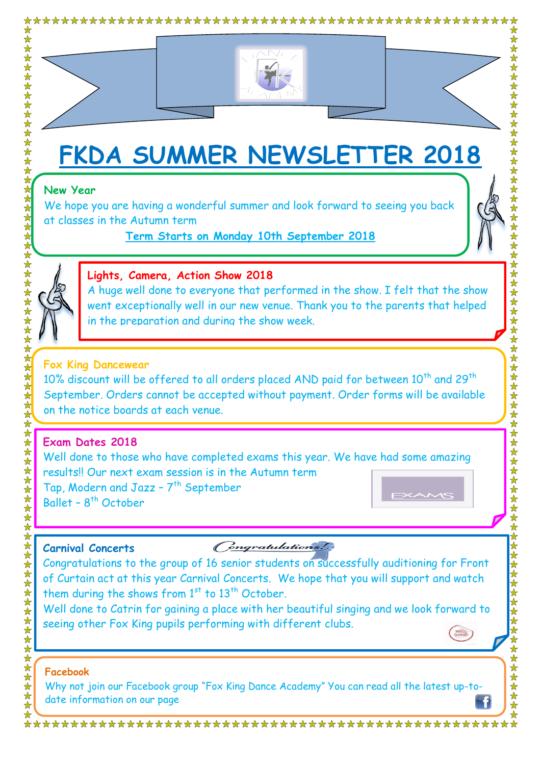# FKDA SUMMER NEWSLETTER 2018

## New Year

We hope you are having a wonderful summer and look forward to seeing you back at classes in the Autumn term

**Term Starts on Monday 10th September 2018**

## Lights, Camera, Action Show 2018

A huge well done to everyone that performed in the show. I felt that the show went exceptionally well in our new venue. Thank you to the parents that helped in the preparation and during the show week.

## Fox King Dancewear

10% discount will be offered to all orders placed AND paid for between 10th and 29th September. Orders cannot be accepted without payment. Order forms will be available on the notice boards at each venue.

## Exam Dates 2018

Well done to those who have completed exams this year. We have had some amazing results!! Our next exam session is in the Autumn term

Tap, Modern and Jazz – 7th September

Ballet – 8th October

## Carnival Concerts

Congratulations to the group of 16 senior students on successfully auditioning for Front of Curtain act at this year Carnival Concerts. We hope that you will support and watch them during the shows from 1st to 13th October.

Well done to Catrin for gaining a place with her beautiful singing and we look forward to seeing other Fox King pupils performing with different clubs.

## Facebook

Why not join our Facebook group "Fox King Dance Academy" You can read all the latest up-to-date information on our page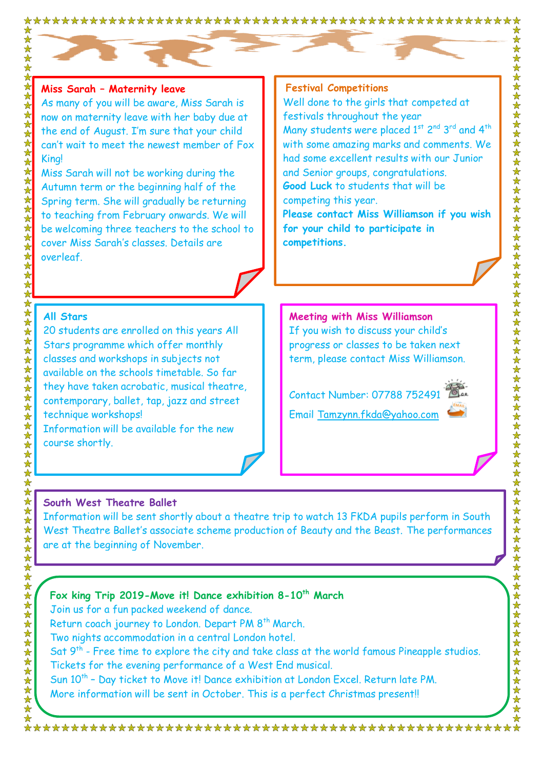## Miss Sarah – Maternity leave

As many of you will be aware, Miss Sarah is now on maternity leave with her baby due at the end of August. I'm sure that your child can't wait to meet the newest member of Fox King!

Miss Sarah will not be working during the Autumn term or the beginning half of the Spring term. She will gradually be returning to teaching from February onwards. We will be welcoming three teachers to the school to cover Miss Sarah's classes. Details are overleaf.

## Festival Competitions

Well done to the girls that competed at festivals throughout the year

Many students were placed 1st 2nd 3rd and 4th with some amazing marks and comments. We had some excellent results with our Junior and Senior groups, congratulations.

**Good Luck** to students that will be competing this year.

**Please contact Miss Williamson if you wish for your child to participate in competitions.**

## All Stars

20 students are enrolled on this years All Stars programme which offer monthly classes and workshops in subjects not available on the schools timetable. So far they have taken acrobatic, musical theatre, contemporary, ballet, tap, jazz and street technique workshops!

Information will be available for the new course shortly.

## Meeting with Miss Williamson

If you wish to discuss your child's progress or classes to be taken next term, please contact Miss Williamson.

Contact Number: 07788 752491

Email Tamzynn.fkda@yahoo.com

## South West Theatre Ballet

Information will be sent shortly about a theatre trip to watch 13 FKDA pupils perform in South West Theatre Ballet's associate scheme production of Beauty and the Beast. The performances are at the beginning of November.

## Fox king Trip 2019-Move it! Dance exhibition 8-10th March

Join us for a fun packed weekend of dance.

Return coach journey to London. Depart PM 8th March.

Two nights accommodation in a central London hotel.

Sat 9th - Free time to explore the city and take class at the world famous Pineapple studios.

Tickets for the evening performance of a West End musical.

Sun 10th – Day ticket to Move it! Dance exhibition at London Excel. Return late PM.

More information will be sent in October. This is a perfect Christmas present!!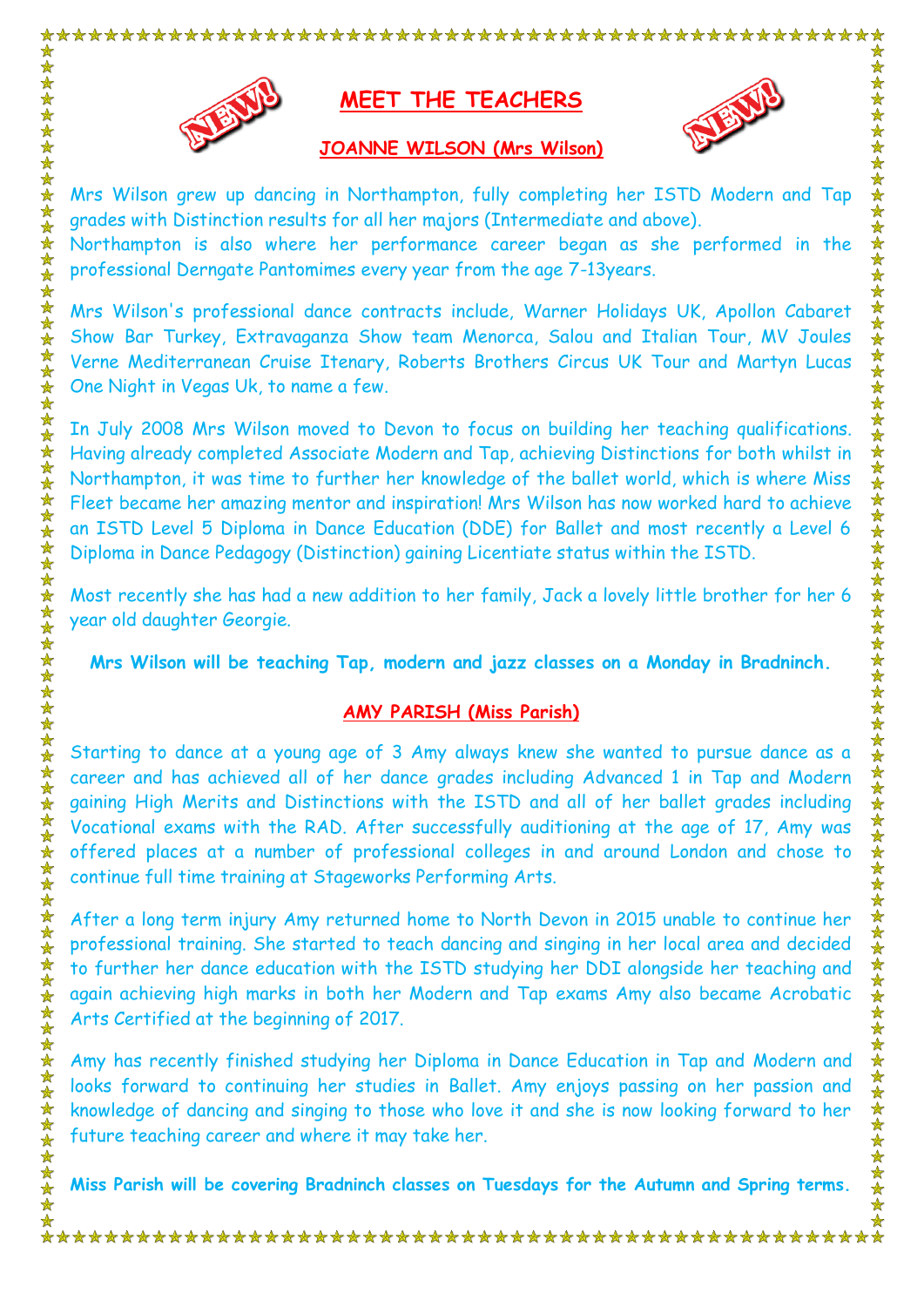# MEET THE TEACHERS

## JOANNE WILSON (Mrs Wilson)

Mrs Wilson grew up dancing in Northampton, fully completing her ISTD Modern and Tap grades with Distinction results for all her majors (Intermediate and above).
Northampton is also where her performance career began as she performed in the professional Derngate Pantomimes every year from the age 7-13years.

Mrs Wilson's professional dance contracts include, Warner Holidays UK, Apollon Cabaret Show Bar Turkey, Extravaganza Show team Menorca, Salou and Italian Tour, MV Joules Verne Mediterranean Cruise Itenary, Roberts Brothers Circus UK Tour and Martyn Lucas One Night in Vegas Uk, to name a few.

In July 2008 Mrs Wilson moved to Devon to focus on building her teaching qualifications. Having already completed Associate Modern and Tap, achieving Distinctions for both whilst in Northampton, it was time to further her knowledge of the ballet world, which is where Miss Fleet became her amazing mentor and inspiration! Mrs Wilson has now worked hard to achieve an ISTD Level 5 Diploma in Dance Education (DDE) for Ballet and most recently a Level 6 Diploma in Dance Pedagogy (Distinction) gaining Licentiate status within the ISTD.

Most recently she has had a new addition to her family, Jack a lovely little brother for her 6 year old daughter Georgie.

**Mrs Wilson will be teaching Tap, modern and jazz classes on a Monday in Bradninch.**

## AMY PARISH (Miss Parish)

Starting to dance at a young age of 3 Amy always knew she wanted to pursue dance as a career and has achieved all of her dance grades including Advanced 1 in Tap and Modern gaining High Merits and Distinctions with the ISTD and all of her ballet grades including Vocational exams with the RAD. After successfully auditioning at the age of 17, Amy was offered places at a number of professional colleges in and around London and chose to continue full time training at Stageworks Performing Arts.

After a long term injury Amy returned home to North Devon in 2015 unable to continue her professional training. She started to teach dancing and singing in her local area and decided to further her dance education with the ISTD studying her DDI alongside her teaching and again achieving high marks in both her Modern and Tap exams Amy also became Acrobatic Arts Certified at the beginning of 2017.

Amy has recently finished studying her Diploma in Dance Education in Tap and Modern and looks forward to continuing her studies in Ballet. Amy enjoys passing on her passion and knowledge of dancing and singing to those who love it and she is now looking forward to her future teaching career and where it may take her.

**Miss Parish will be covering Bradninch classes on Tuesdays for the Autumn and Spring terms.**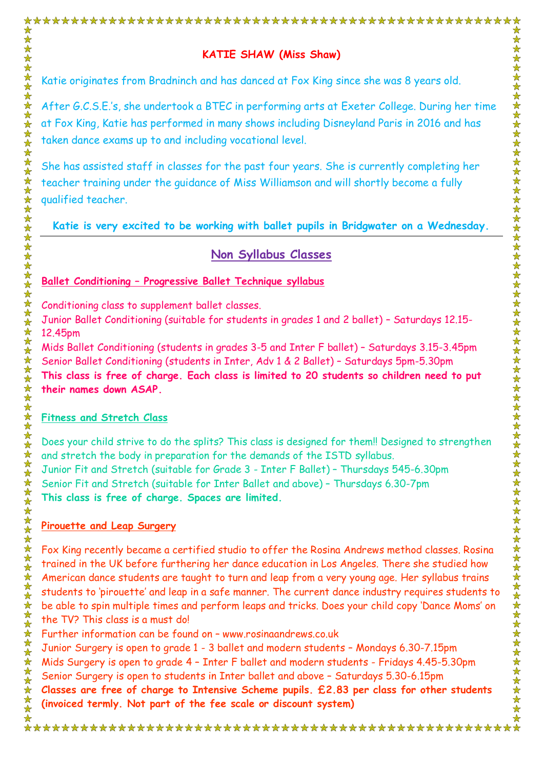## KATIE SHAW (Miss Shaw)

Katie originates from Bradninch and has danced at Fox King since she was 8 years old.

After G.C.S.E.'s, she undertook a BTEC in performing arts at Exeter College. During her time at Fox King, Katie has performed in many shows including Disneyland Paris in 2016 and has taken dance exams up to and including vocational level.

She has assisted staff in classes for the past four years. She is currently completing her teacher training under the guidance of Miss Williamson and will shortly become a fully qualified teacher.

**Katie is very excited to be working with ballet pupils in Bridgwater on a Wednesday.**

---

## Non Syllabus Classes

### Ballet Conditioning – Progressive Ballet Technique syllabus

Conditioning class to supplement ballet classes.
Junior Ballet Conditioning (suitable for students in grades 1 and 2 ballet) – Saturdays 12.15-12.45pm
Mids Ballet Conditioning (students in grades 3-5 and Inter F ballet) – Saturdays 3.15-3.45pm
Senior Ballet Conditioning (students in Inter, Adv 1 & 2 Ballet) – Saturdays 5pm-5.30pm
**This class is free of charge. Each class is limited to 20 students so children need to put their names down ASAP.**

### Fitness and Stretch Class

Does your child strive to do the splits? This class is designed for them!! Designed to strengthen and stretch the body in preparation for the demands of the ISTD syllabus.
Junior Fit and Stretch (suitable for Grade 3 - Inter F Ballet) – Thursdays 545-6.30pm
Senior Fit and Stretch (suitable for Inter Ballet and above) – Thursdays 6.30-7pm
**This class is free of charge. Spaces are limited.**

### Pirouette and Leap Surgery

Fox King recently became a certified studio to offer the Rosina Andrews method classes. Rosina trained in the UK before furthering her dance education in Los Angeles. There she studied how American dance students are taught to turn and leap from a very young age. Her syllabus trains students to 'pirouette' and leap in a safe manner. The current dance industry requires students to be able to spin multiple times and perform leaps and tricks. Does your child copy 'Dance Moms' on the TV? This class is a must do!
Further information can be found on – www.rosinaandrews.co.uk
Junior Surgery is open to grade 1 - 3 ballet and modern students – Mondays 6.30-7.15pm
Mids Surgery is open to grade 4 – Inter F ballet and modern students - Fridays 4.45-5.30pm
Senior Surgery is open to students in Inter ballet and above – Saturdays 5.30-6.15pm
**Classes are free of charge to Intensive Scheme pupils. £2.83 per class for other students (invoiced termly. Not part of the fee scale or discount system)**